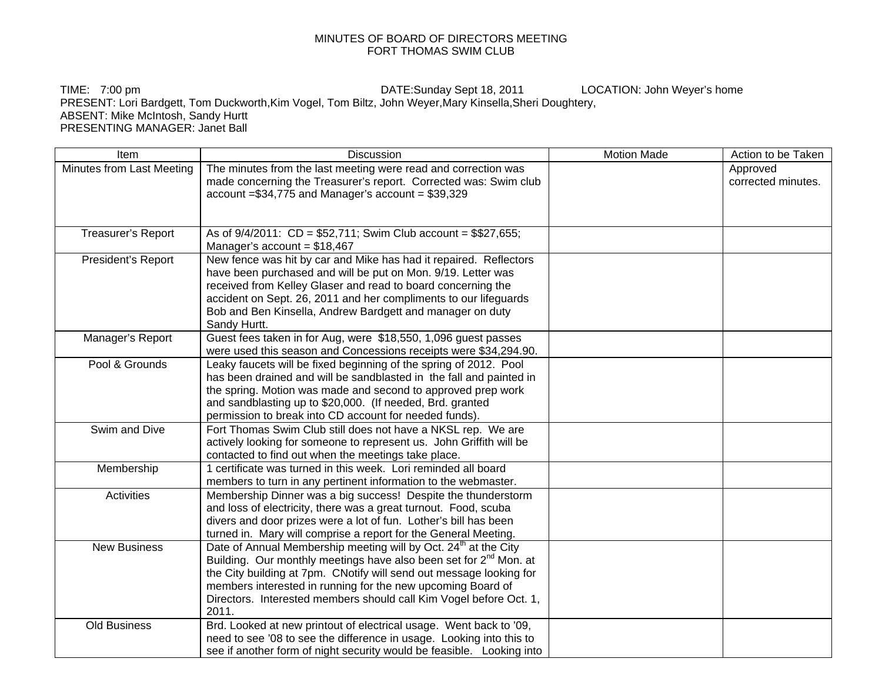# MINUTES OF BOARD OF DIRECTORS MEETING
## FORT THOMAS SWIM CLUB

TIME: 7:00 pm  DATE:Sunday Sept 18, 2011  LOCATION: John Weyer's home
PRESENT: Lori Bardgett, Tom Duckworth,Kim Vogel, Tom Biltz, John Weyer,Mary Kinsella,Sheri Doughtery,
ABSENT: Mike McIntosh, Sandy Hurtt
PRESENTING MANAGER: Janet Ball

| Item | Discussion | Motion Made | Action to be Taken |
|---|---|---|---|
| Minutes from Last Meeting | The minutes from the last meeting were read and correction was made concerning the Treasurer's report. Corrected was: Swim club account =$34,775 and Manager's account = $39,329 | | Approved corrected minutes. |
| Treasurer's Report | As of 9/4/2011: CD = $52,711; Swim Club account = $$27,655; Manager's account = $18,467 | | |
| President's Report | New fence was hit by car and Mike has had it repaired. Reflectors have been purchased and will be put on Mon. 9/19. Letter was received from Kelley Glaser and read to board concerning the accident on Sept. 26, 2011 and her compliments to our lifeguards Bob and Ben Kinsella, Andrew Bardgett and manager on duty Sandy Hurtt. | | |
| Manager's Report | Guest fees taken in for Aug, were $18,550, 1,096 guest passes were used this season and Concessions receipts were $34,294.90. | | |
| Pool & Grounds | Leaky faucets will be fixed beginning of the spring of 2012. Pool has been drained and will be sandblasted in the fall and painted in the spring. Motion was made and second to approved prep work and sandblasting up to $20,000. (If needed, Brd. granted permission to break into CD account for needed funds). | | |
| Swim and Dive | Fort Thomas Swim Club still does not have a NKSL rep. We are actively looking for someone to represent us. John Griffith will be contacted to find out when the meetings take place. | | |
| Membership | 1 certificate was turned in this week. Lori reminded all board members to turn in any pertinent information to the webmaster. | | |
| Activities | Membership Dinner was a big success! Despite the thunderstorm and loss of electricity, there was a great turnout. Food, scuba divers and door prizes were a lot of fun. Lother's bill has been turned in. Mary will comprise a report for the General Meeting. | | |
| New Business | Date of Annual Membership meeting will by Oct. 24th at the City Building. Our monthly meetings have also been set for 2nd Mon. at the City building at 7pm. CNotify will send out message looking for members interested in running for the new upcoming Board of Directors. Interested members should call Kim Vogel before Oct. 1, 2011. | | |
| Old Business | Brd. Looked at new printout of electrical usage. Went back to '09, need to see '08 to see the difference in usage. Looking into this to see if another form of night security would be feasible. Looking into | | |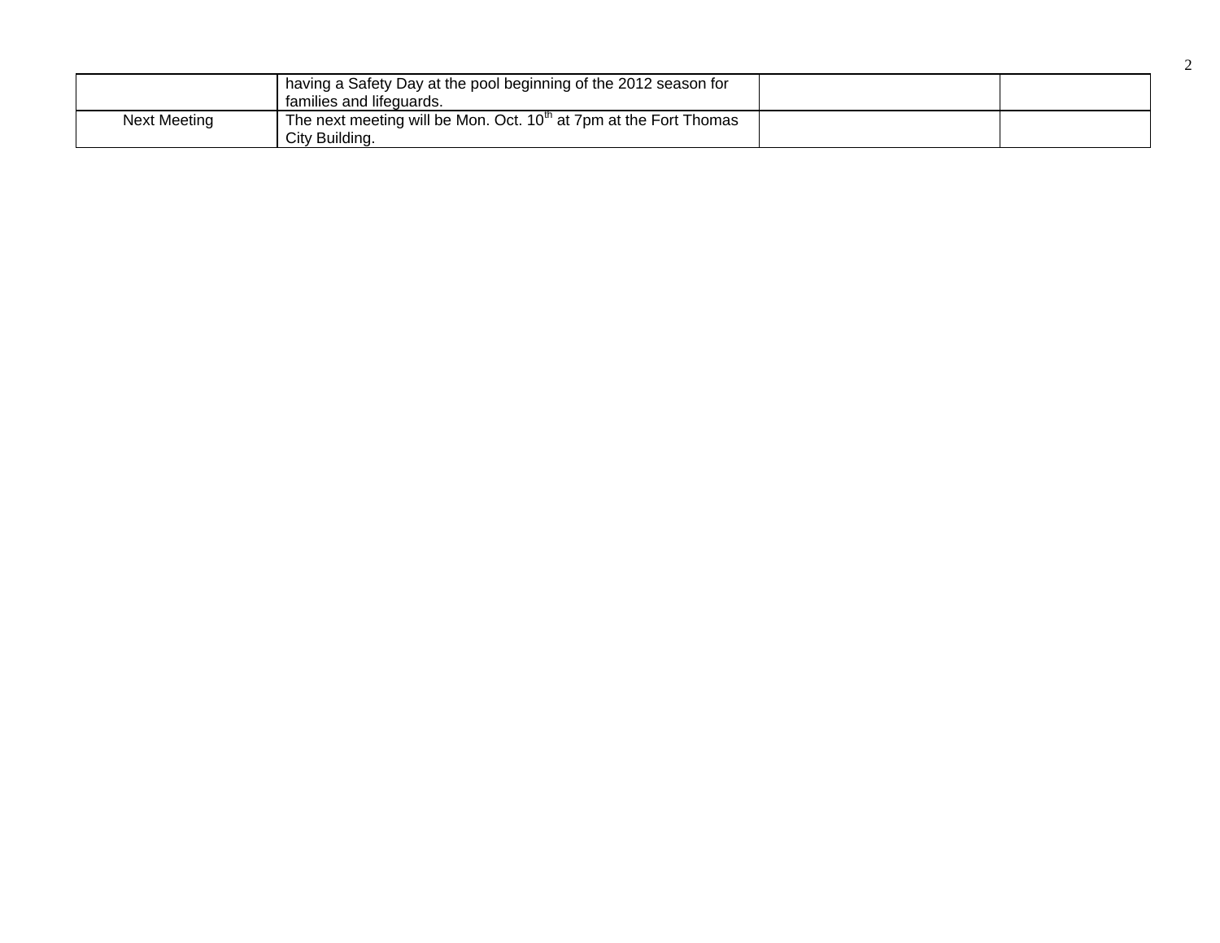| | | | |
|---|---|---|---|
| | having a Safety Day at the pool beginning of the 2012 season for families and lifeguards. | | |
| Next Meeting | The next meeting will be Mon. Oct. 10th at 7pm at the Fort Thomas City Building. | | |